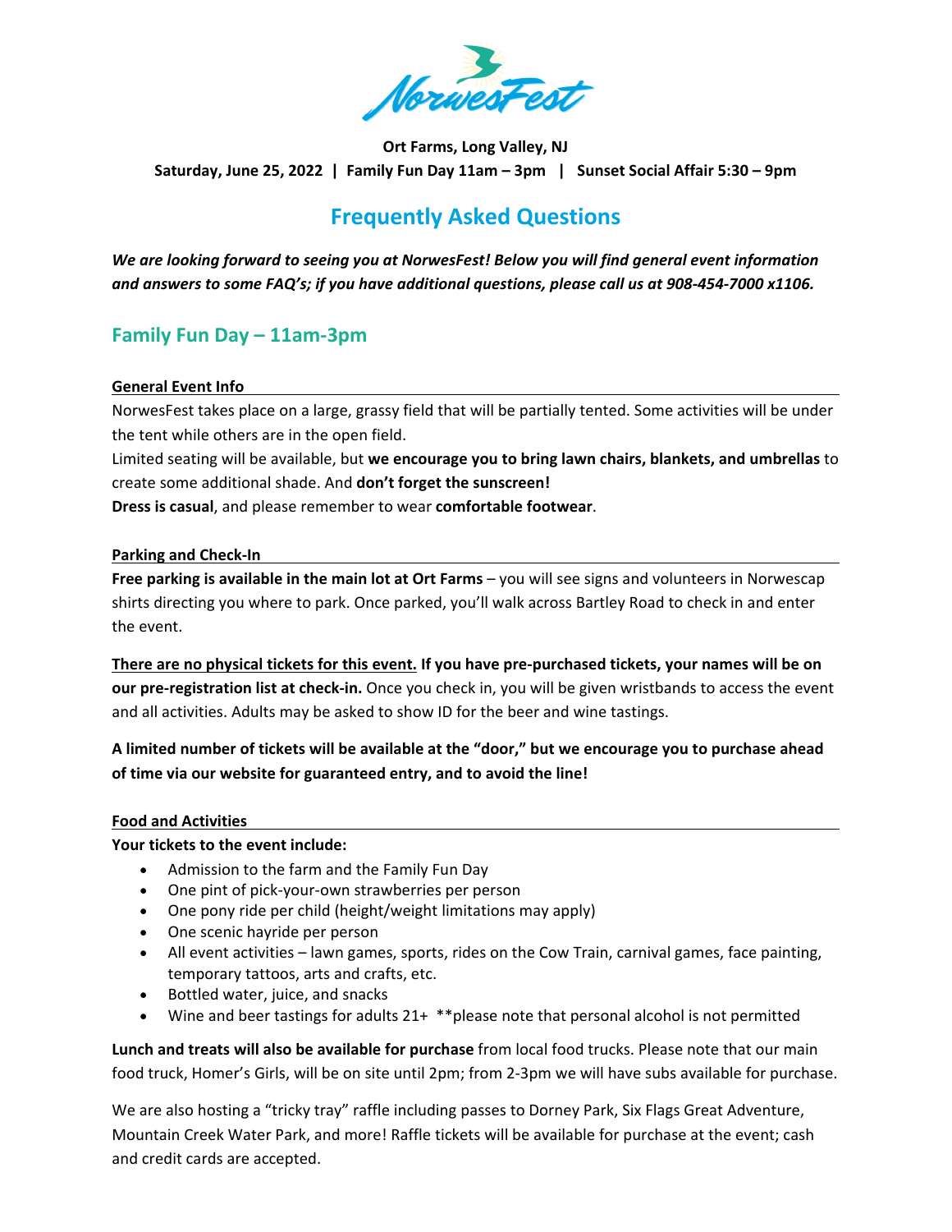NorwesFest

**Ort Farms, Long Valley, NJ**

**Saturday, June 25, 2022 | Family Fun Day 11am – 3pm | Sunset Social Affair 5:30 – 9pm**

# Frequently Asked Questions

***We are looking forward to seeing you at NorwesFest! Below you will find general event information and answers to some FAQ's; if you have additional questions, please call us at 908-454-7000 x1106.***

## Family Fun Day – 11am-3pm

### General Event Info

NorwesFest takes place on a large, grassy field that will be partially tented. Some activities will be under the tent while others are in the open field.

Limited seating will be available, but **we encourage you to bring lawn chairs, blankets, and umbrellas** to create some additional shade. And **don't forget the sunscreen!**

**Dress is casual**, and please remember to wear **comfortable footwear**.

### Parking and Check-In

**Free parking is available in the main lot at Ort Farms** – you will see signs and volunteers in Norwescap shirts directing you where to park. Once parked, you'll walk across Bartley Road to check in and enter the event.

**There are no physical tickets for this event. If you have pre-purchased tickets, your names will be on our pre-registration list at check-in.** Once you check in, you will be given wristbands to access the event and all activities. Adults may be asked to show ID for the beer and wine tastings.

**A limited number of tickets will be available at the "door," but we encourage you to purchase ahead of time via our website for guaranteed entry, and to avoid the line!**

### Food and Activities

**Your tickets to the event include:**

- Admission to the farm and the Family Fun Day
- One pint of pick-your-own strawberries per person
- One pony ride per child (height/weight limitations may apply)
- One scenic hayride per person
- All event activities – lawn games, sports, rides on the Cow Train, carnival games, face painting, temporary tattoos, arts and crafts, etc.
- Bottled water, juice, and snacks
- Wine and beer tastings for adults 21+ **please note that personal alcohol is not permitted

**Lunch and treats will also be available for purchase** from local food trucks. Please note that our main food truck, Homer's Girls, will be on site until 2pm; from 2-3pm we will have subs available for purchase.

We are also hosting a "tricky tray" raffle including passes to Dorney Park, Six Flags Great Adventure, Mountain Creek Water Park, and more! Raffle tickets will be available for purchase at the event; cash and credit cards are accepted.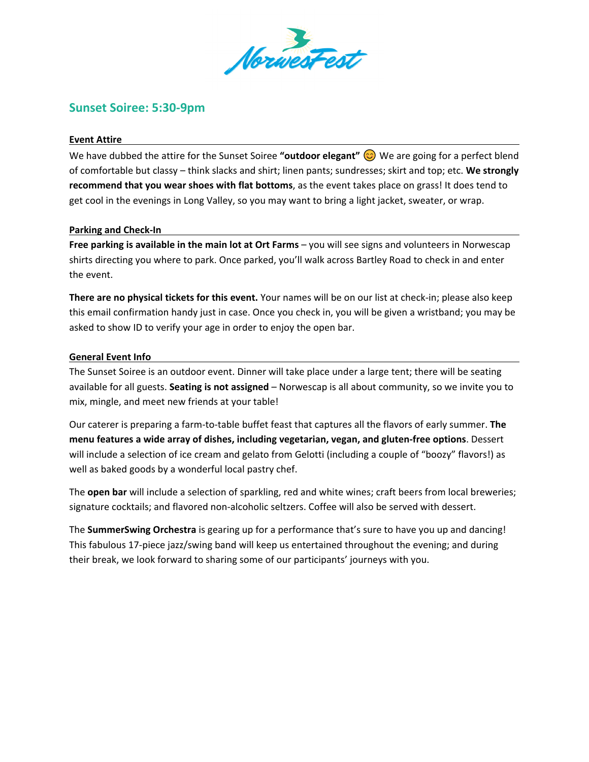NorwesFest

## Sunset Soiree: 5:30-9pm

### Event Attire

We have dubbed the attire for the Sunset Soiree **"outdoor elegant"** 😊 We are going for a perfect blend of comfortable but classy – think slacks and shirt; linen pants; sundresses; skirt and top; etc. **We strongly recommend that you wear shoes with flat bottoms**, as the event takes place on grass! It does tend to get cool in the evenings in Long Valley, so you may want to bring a light jacket, sweater, or wrap.

### Parking and Check-In

**Free parking is available in the main lot at Ort Farms** – you will see signs and volunteers in Norwescap shirts directing you where to park. Once parked, you'll walk across Bartley Road to check in and enter the event.

**There are no physical tickets for this event.** Your names will be on our list at check-in; please also keep this email confirmation handy just in case. Once you check in, you will be given a wristband; you may be asked to show ID to verify your age in order to enjoy the open bar.

### General Event Info

The Sunset Soiree is an outdoor event. Dinner will take place under a large tent; there will be seating available for all guests. **Seating is not assigned** – Norwescap is all about community, so we invite you to mix, mingle, and meet new friends at your table!

Our caterer is preparing a farm-to-table buffet feast that captures all the flavors of early summer. **The menu features a wide array of dishes, including vegetarian, vegan, and gluten-free options**. Dessert will include a selection of ice cream and gelato from Gelotti (including a couple of "boozy" flavors!) as well as baked goods by a wonderful local pastry chef.

The **open bar** will include a selection of sparkling, red and white wines; craft beers from local breweries; signature cocktails; and flavored non-alcoholic seltzers. Coffee will also be served with dessert.

The **SummerSwing Orchestra** is gearing up for a performance that's sure to have you up and dancing! This fabulous 17-piece jazz/swing band will keep us entertained throughout the evening; and during their break, we look forward to sharing some of our participants' journeys with you.